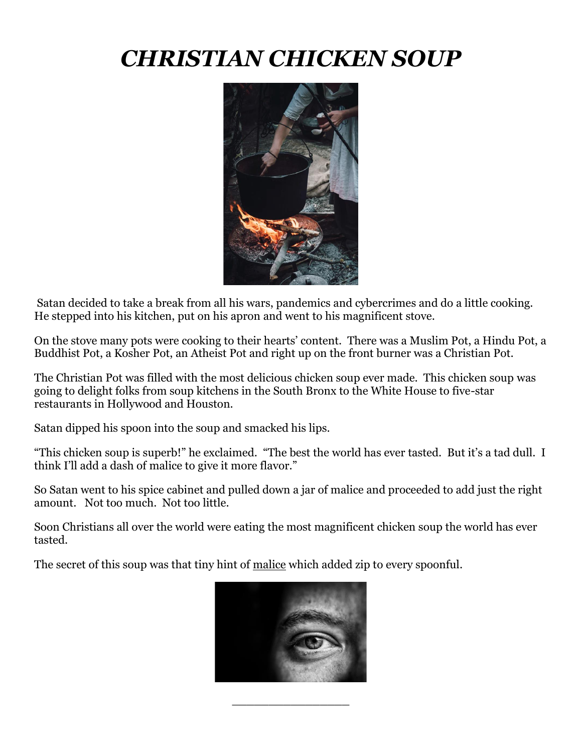# ***CHRISTIAN CHICKEN SOUP***

Satan decided to take a break from all his wars, pandemics and cybercrimes and do a little cooking. He stepped into his kitchen, put on his apron and went to his magnificent stove.

On the stove many pots were cooking to their hearts' content. There was a Muslim Pot, a Hindu Pot, a Buddhist Pot, a Kosher Pot, an Atheist Pot and right up on the front burner was a Christian Pot.

The Christian Pot was filled with the most delicious chicken soup ever made. This chicken soup was going to delight folks from soup kitchens in the South Bronx to the White House to five-star restaurants in Hollywood and Houston.

Satan dipped his spoon into the soup and smacked his lips.

"This chicken soup is superb!" he exclaimed. "The best the world has ever tasted. But it's a tad dull. I think I'll add a dash of malice to give it more flavor."

So Satan went to his spice cabinet and pulled down a jar of malice and proceeded to add just the right amount. Not too much. Not too little.

Soon Christians all over the world were eating the most magnificent chicken soup the world has ever tasted.

The secret of this soup was that tiny hint of <u>malice</u> which added zip to every spoonful.

\_\_\_\_\_\_\_\_\_\_\_\_\_\_\_\_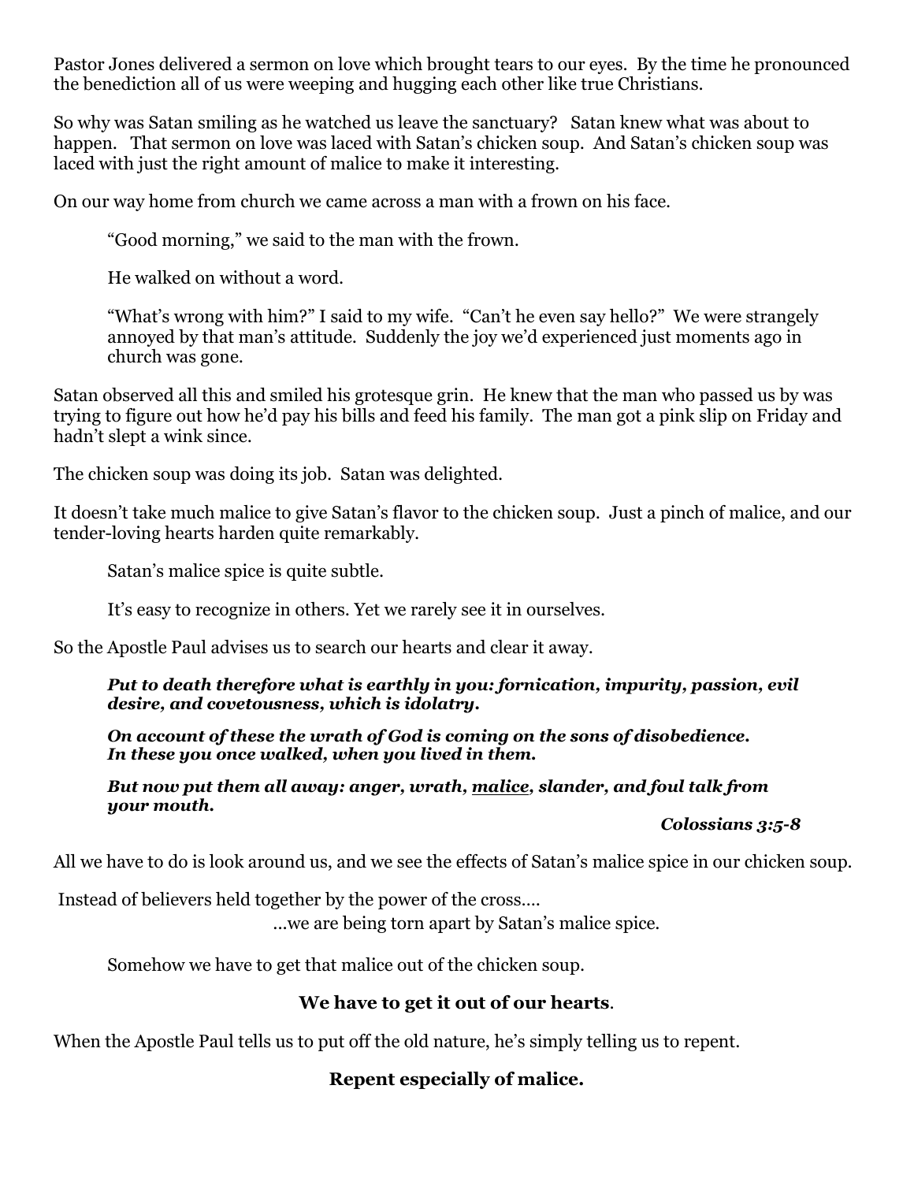Pastor Jones delivered a sermon on love which brought tears to our eyes. By the time he pronounced the benediction all of us were weeping and hugging each other like true Christians.

So why was Satan smiling as he watched us leave the sanctuary? Satan knew what was about to happen. That sermon on love was laced with Satan's chicken soup. And Satan's chicken soup was laced with just the right amount of malice to make it interesting.

On our way home from church we came across a man with a frown on his face.

> "Good morning," we said to the man with the frown.
>
> He walked on without a word.
>
> "What's wrong with him?" I said to my wife. "Can't he even say hello?" We were strangely annoyed by that man's attitude. Suddenly the joy we'd experienced just moments ago in church was gone.

Satan observed all this and smiled his grotesque grin. He knew that the man who passed us by was trying to figure out how he'd pay his bills and feed his family. The man got a pink slip on Friday and hadn't slept a wink since.

The chicken soup was doing its job. Satan was delighted.

It doesn't take much malice to give Satan's flavor to the chicken soup. Just a pinch of malice, and our tender-loving hearts harden quite remarkably.

> Satan's malice spice is quite subtle.
>
> It's easy to recognize in others. Yet we rarely see it in ourselves.

So the Apostle Paul advises us to search our hearts and clear it away.

> ***Put to death therefore what is earthly in you: fornication, impurity, passion, evil desire, and covetousness, which is idolatry.***
>
> ***On account of these the wrath of God is coming on the sons of disobedience. In these you once walked, when you lived in them.***
>
> ***But now put them all away: anger, wrath, <u>malice</u>, slander, and foul talk from your mouth.***
>
> ***Colossians 3:5-8***

All we have to do is look around us, and we see the effects of Satan's malice spice in our chicken soup.

Instead of believers held together by the power of the cross….

…we are being torn apart by Satan's malice spice.

> Somehow we have to get that malice out of the chicken soup.

**We have to get it out of our hearts**.

When the Apostle Paul tells us to put off the old nature, he's simply telling us to repent.

**Repent especially of malice.**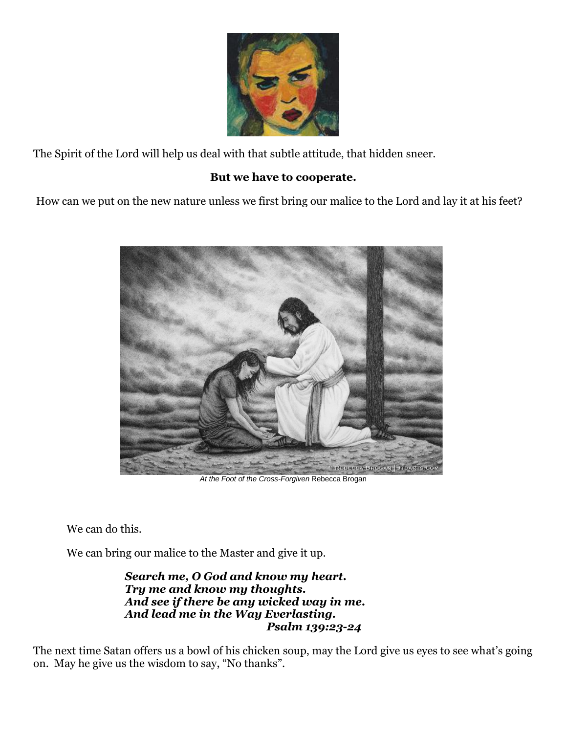The Spirit of the Lord will help us deal with that subtle attitude, that hidden sneer.

**But we have to cooperate.**

How can we put on the new nature unless we first bring our malice to the Lord and lay it at his feet?

*At the Foot of the Cross-Forgiven* Rebecca Brogan

We can do this.

We can bring our malice to the Master and give it up.

> ***Search me, O God and know my heart.***
> ***Try me and know my thoughts.***
> ***And see if there be any wicked way in me.***
> ***And lead me in the Way Everlasting.***
> ***Psalm 139:23-24***

The next time Satan offers us a bowl of his chicken soup, may the Lord give us eyes to see what's going on. May he give us the wisdom to say, "No thanks".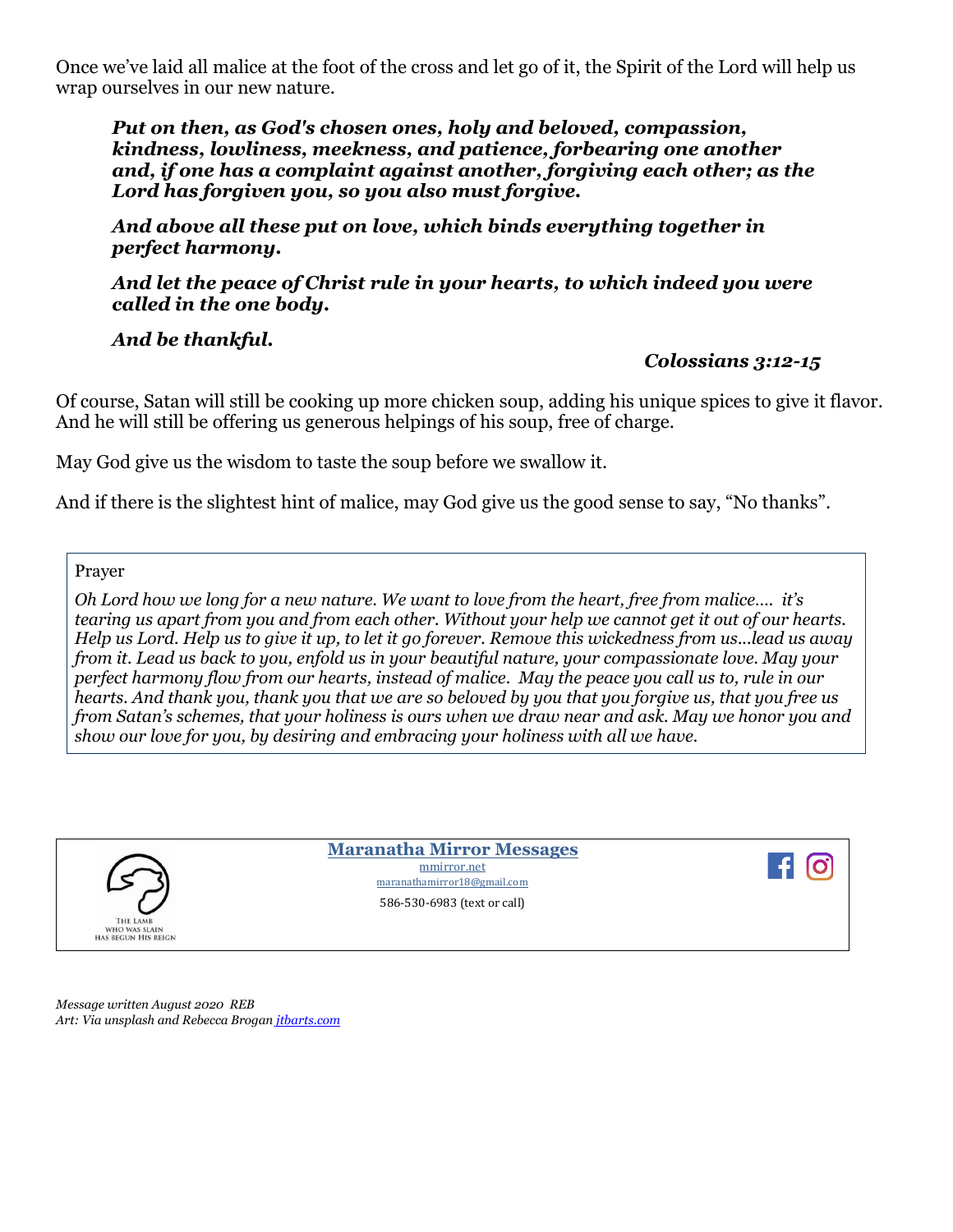Once we've laid all malice at the foot of the cross and let go of it, the Spirit of the Lord will help us wrap ourselves in our new nature.

> ***Put on then, as God's chosen ones, holy and beloved, compassion, kindness, lowliness, meekness, and patience, forbearing one another and, if one has a complaint against another, forgiving each other; as the Lord has forgiven you, so you also must forgive.***
>
> ***And above all these put on love, which binds everything together in perfect harmony.***
>
> ***And let the peace of Christ rule in your hearts, to which indeed you were called in the one body.***
>
> ***And be thankful.***
>
> ***Colossians 3:12-15***

Of course, Satan will still be cooking up more chicken soup, adding his unique spices to give it flavor. And he will still be offering us generous helpings of his soup, free of charge.

May God give us the wisdom to taste the soup before we swallow it.

And if there is the slightest hint of malice, may God give us the good sense to say, "No thanks".

Prayer

*Oh Lord how we long for a new nature. We want to love from the heart, free from malice.... it's tearing us apart from you and from each other. Without your help we cannot get it out of our hearts. Help us Lord. Help us to give it up, to let it go forever. Remove this wickedness from us...lead us away from it. Lead us back to you, enfold us in your beautiful nature, your compassionate love. May your perfect harmony flow from our hearts, instead of malice. May the peace you call us to, rule in our hearts. And thank you, thank you that we are so beloved by you that you forgive us, that you free us from Satan's schemes, that your holiness is ours when we draw near and ask. May we honor you and show our love for you, by desiring and embracing your holiness with all we have.*

THE LAMB WHO WAS SLAIN HAS BEGUN HIS REIGN

**Maranatha Mirror Messages**

mmirror.net

maranathamirror18@gmail.com

586-530-6983 (text or call)

*Message written August 2020 REB*

*Art: Via unsplash and Rebecca Brogan jtbarts.com*